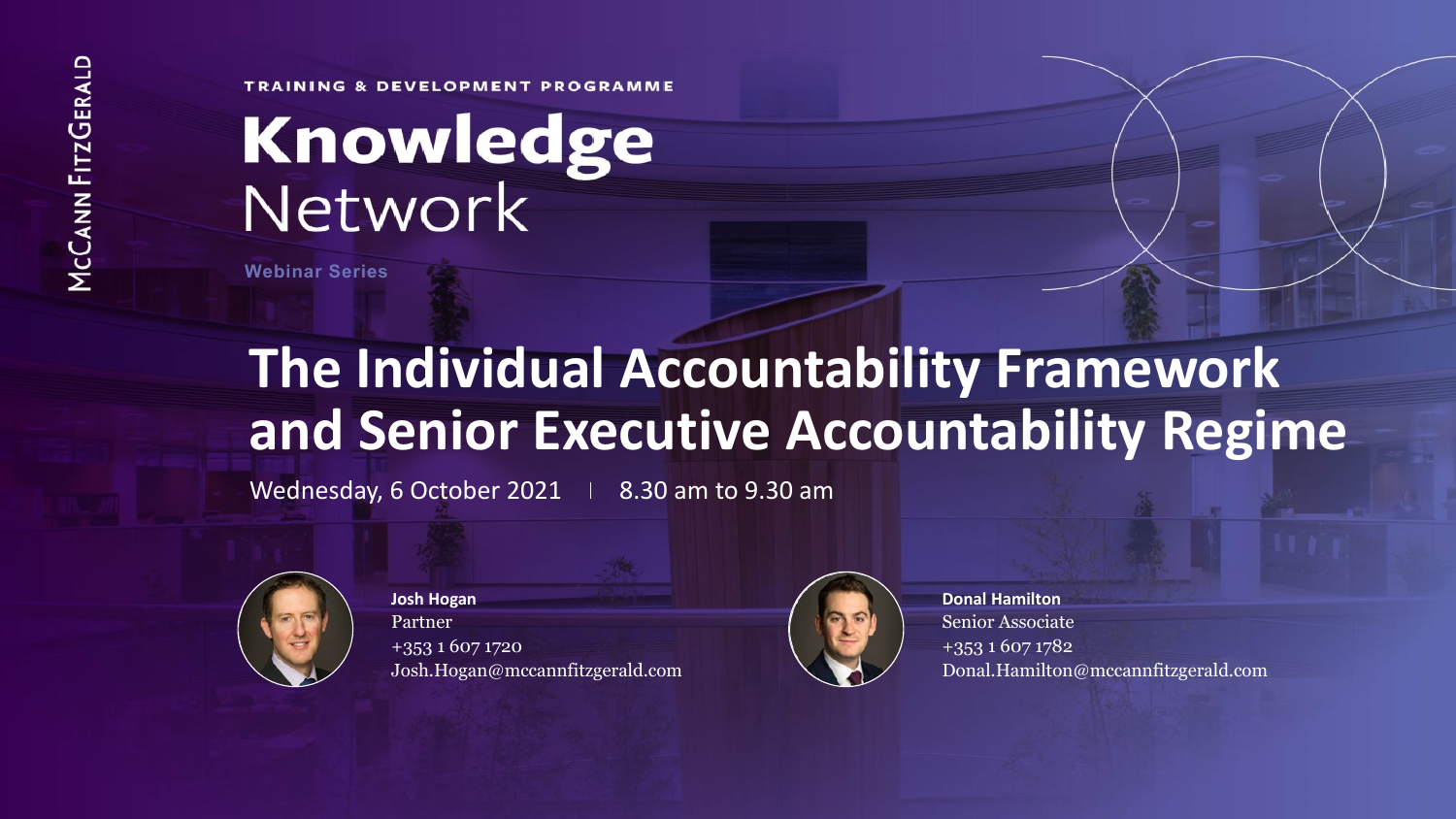McCann FitzGerald

TRAINING & DEVELOPMENT PROGRAMME

# Knowledge Network

Webinar Series

# The Individual Accountability Framework and Senior Executive Accountability Regime

Wednesday, 6 October 2021 | 8.30 am to 9.30 am

**Josh Hogan**
Partner
+353 1 607 1720
Josh.Hogan@mccannfitzgerald.com

**Donal Hamilton**
Senior Associate
+353 1 607 1782
Donal.Hamilton@mccannfitzgerald.com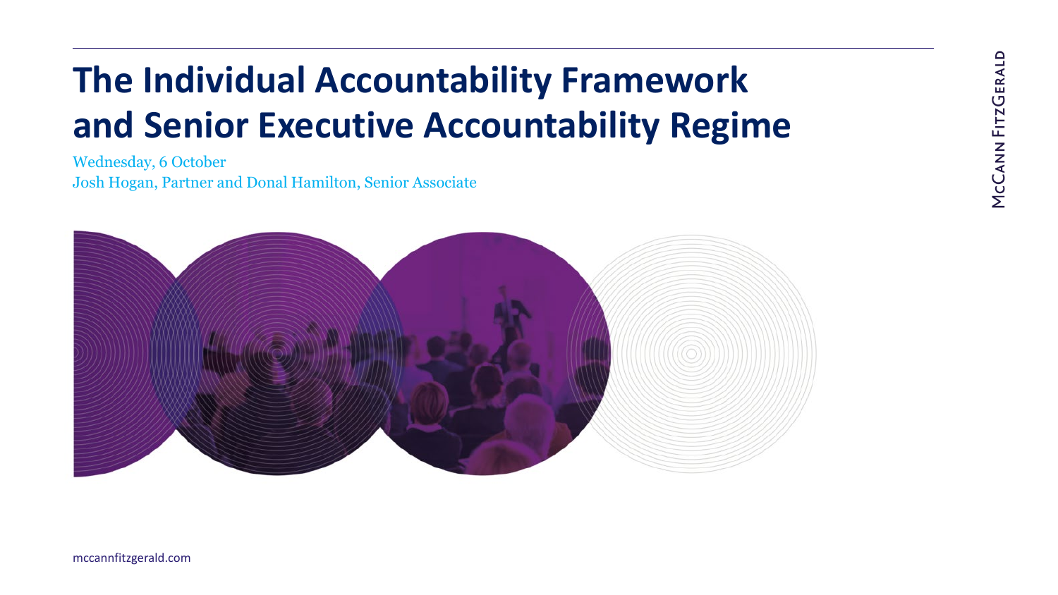# The Individual Accountability Framework and Senior Executive Accountability Regime

Wednesday, 6 October

Josh Hogan, Partner and Donal Hamilton, Senior Associate

McCann FitzGerald

mccannfitzgerald.com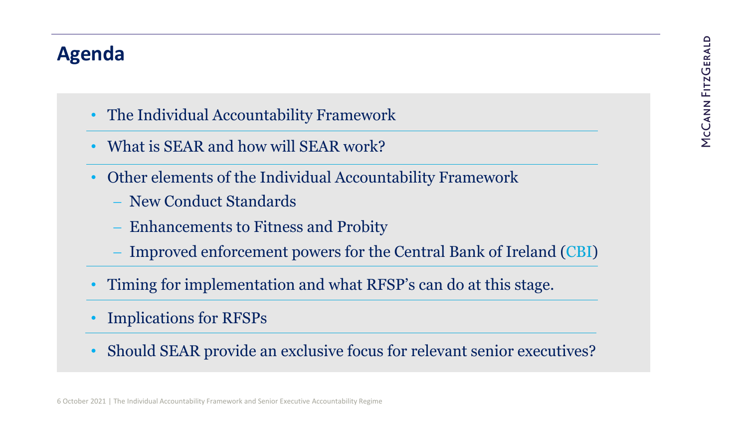## Agenda

- The Individual Accountability Framework
- What is SEAR and how will SEAR work?
- Other elements of the Individual Accountability Framework
  - New Conduct Standards
  - Enhancements to Fitness and Probity
  - Improved enforcement powers for the Central Bank of Ireland (CBI)
- Timing for implementation and what RFSP's can do at this stage.
- Implications for RFSPs
- Should SEAR provide an exclusive focus for relevant senior executives?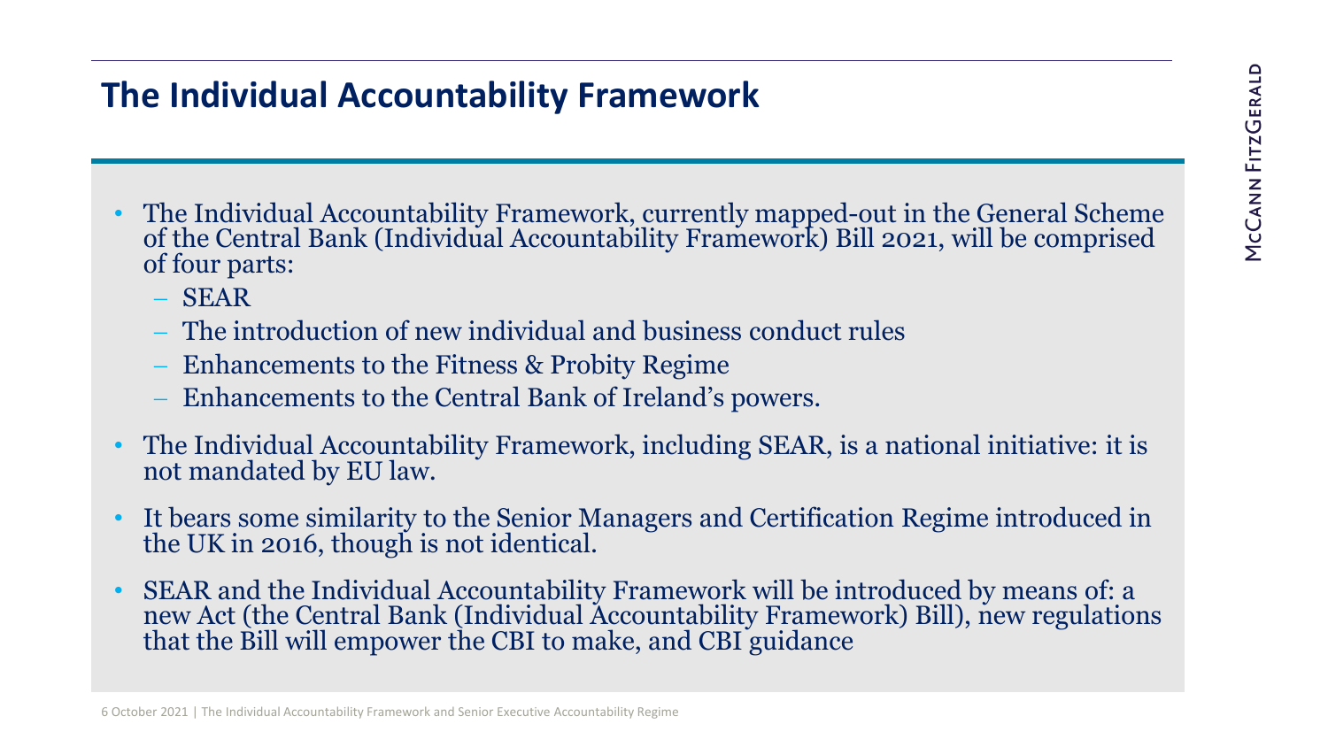## The Individual Accountability Framework

- The Individual Accountability Framework, currently mapped-out in the General Scheme of the Central Bank (Individual Accountability Framework) Bill 2021, will be comprised of four parts:
  - SEAR
  - The introduction of new individual and business conduct rules
  - Enhancements to the Fitness & Probity Regime
  - Enhancements to the Central Bank of Ireland's powers.
- The Individual Accountability Framework, including SEAR, is a national initiative: it is not mandated by EU law.
- It bears some similarity to the Senior Managers and Certification Regime introduced in the UK in 2016, though is not identical.
- SEAR and the Individual Accountability Framework will be introduced by means of: a new Act (the Central Bank (Individual Accountability Framework) Bill), new regulations that the Bill will empower the CBI to make, and CBI guidance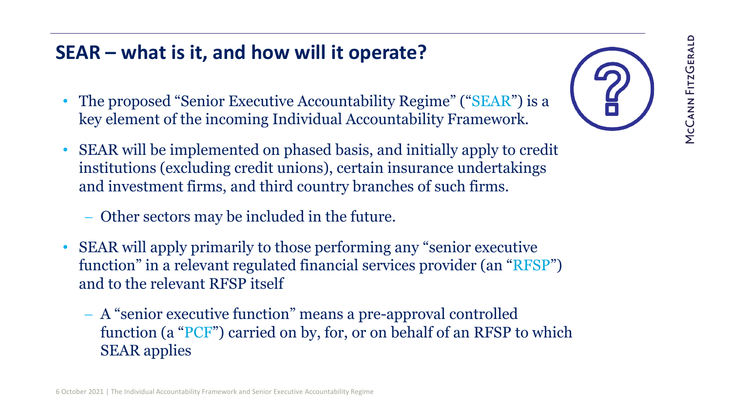## SEAR – what is it, and how will it operate?

- The proposed "Senior Executive Accountability Regime" ("SEAR") is a key element of the incoming Individual Accountability Framework.
- SEAR will be implemented on phased basis, and initially apply to credit institutions (excluding credit unions), certain insurance undertakings and investment firms, and third country branches of such firms.
  - Other sectors may be included in the future.
- SEAR will apply primarily to those performing any "senior executive function" in a relevant regulated financial services provider (an "RFSP") and to the relevant RFSP itself
  - A "senior executive function" means a pre-approval controlled function (a "PCF") carried on by, for, or on behalf of an RFSP to which SEAR applies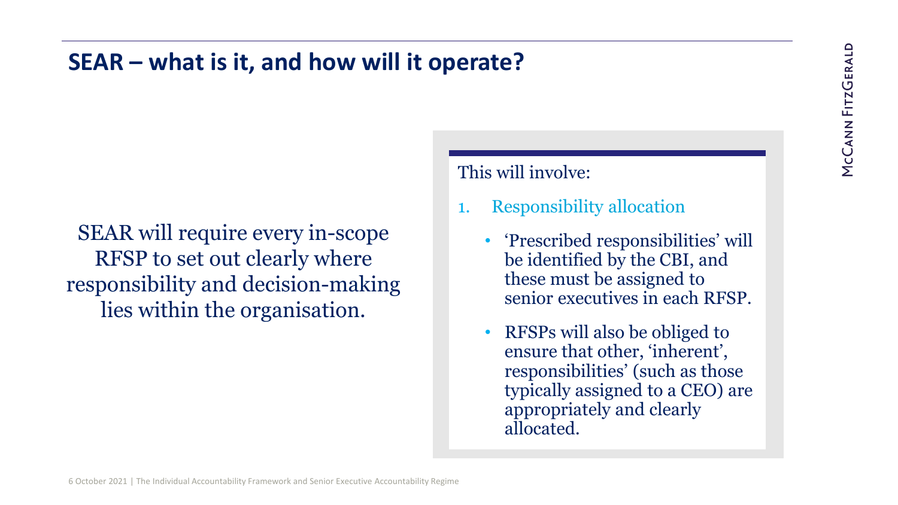## SEAR – what is it, and how will it operate?

SEAR will require every in-scope RFSP to set out clearly where responsibility and decision-making lies within the organisation.

This will involve:

1. Responsibility allocation
   - 'Prescribed responsibilities' will be identified by the CBI, and these must be assigned to senior executives in each RFSP.
   - RFSPs will also be obliged to ensure that other, 'inherent', responsibilities' (such as those typically assigned to a CEO) are appropriately and clearly allocated.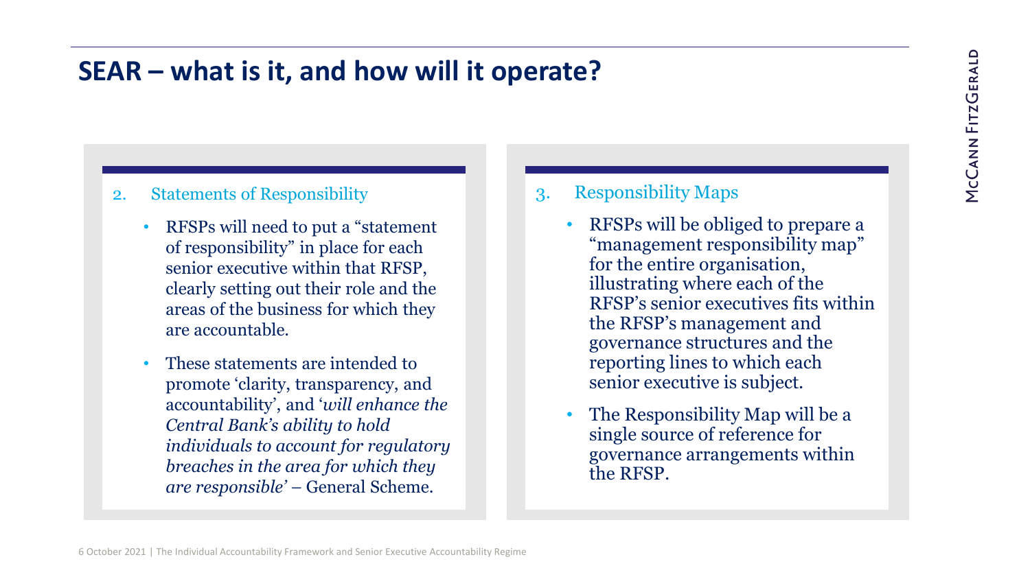## SEAR – what is it, and how will it operate?

2. Statements of Responsibility

- RFSPs will need to put a "statement of responsibility" in place for each senior executive within that RFSP, clearly setting out their role and the areas of the business for which they are accountable.
- These statements are intended to promote 'clarity, transparency, and accountability', and '*will enhance the Central Bank's ability to hold individuals to account for regulatory breaches in the area for which they are responsible*' – General Scheme.

3. Responsibility Maps

- RFSPs will be obliged to prepare a "management responsibility map" for the entire organisation, illustrating where each of the RFSP's senior executives fits within the RFSP's management and governance structures and the reporting lines to which each senior executive is subject.
- The Responsibility Map will be a single source of reference for governance arrangements within the RFSP.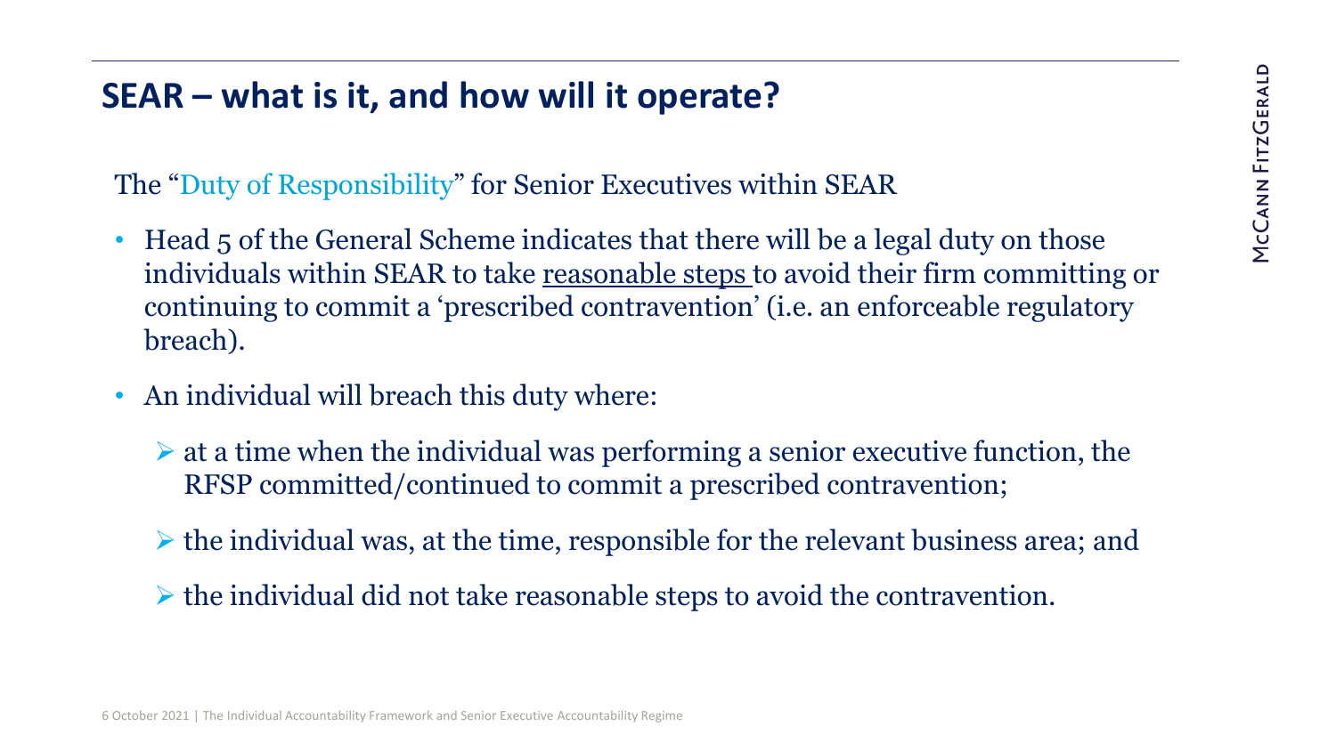## SEAR – what is it, and how will it operate?

The "Duty of Responsibility" for Senior Executives within SEAR

- Head 5 of the General Scheme indicates that there will be a legal duty on those individuals within SEAR to take <u>reasonable steps</u> to avoid their firm committing or continuing to commit a 'prescribed contravention' (i.e. an enforceable regulatory breach).
- An individual will breach this duty where:
  - at a time when the individual was performing a senior executive function, the RFSP committed/continued to commit a prescribed contravention;
  - the individual was, at the time, responsible for the relevant business area; and
  - the individual did not take reasonable steps to avoid the contravention.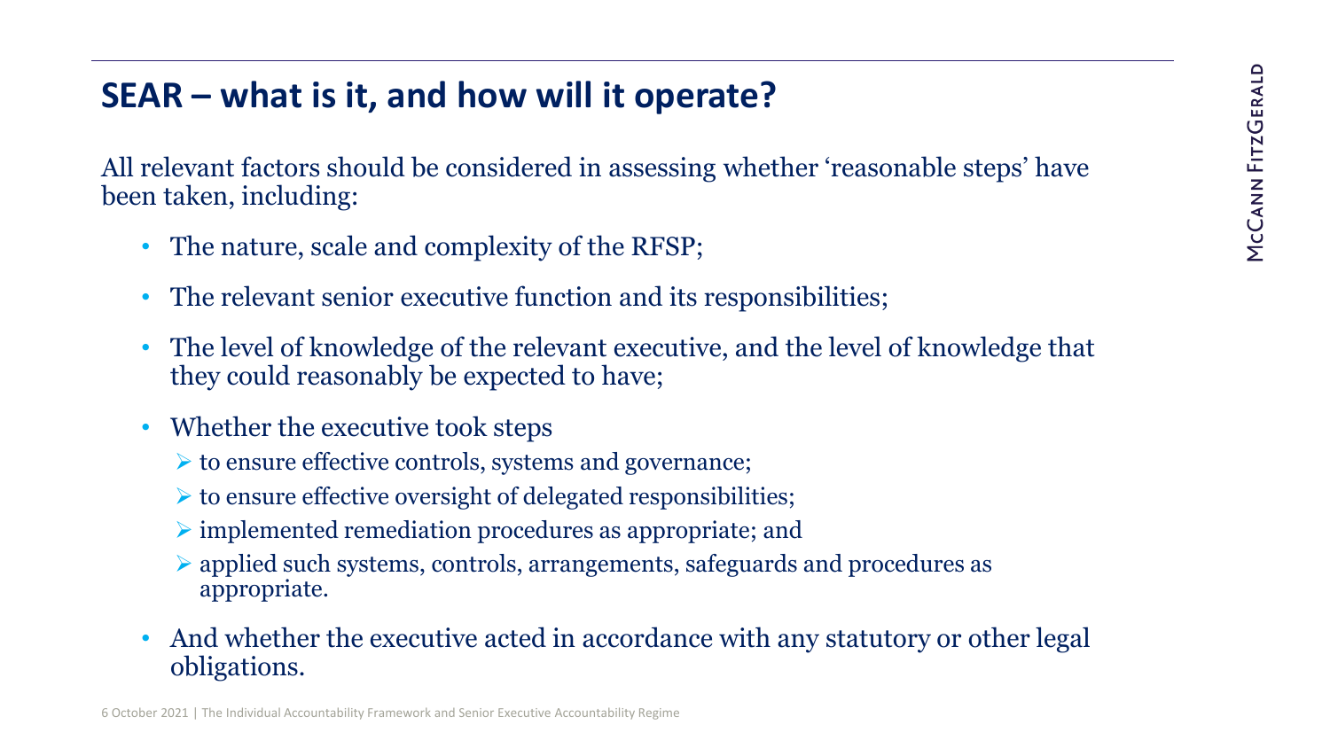## SEAR – what is it, and how will it operate?

All relevant factors should be considered in assessing whether 'reasonable steps' have been taken, including:

- The nature, scale and complexity of the RFSP;
- The relevant senior executive function and its responsibilities;
- The level of knowledge of the relevant executive, and the level of knowledge that they could reasonably be expected to have;
- Whether the executive took steps
  - to ensure effective controls, systems and governance;
  - to ensure effective oversight of delegated responsibilities;
  - implemented remediation procedures as appropriate; and
  - applied such systems, controls, arrangements, safeguards and procedures as appropriate.
- And whether the executive acted in accordance with any statutory or other legal obligations.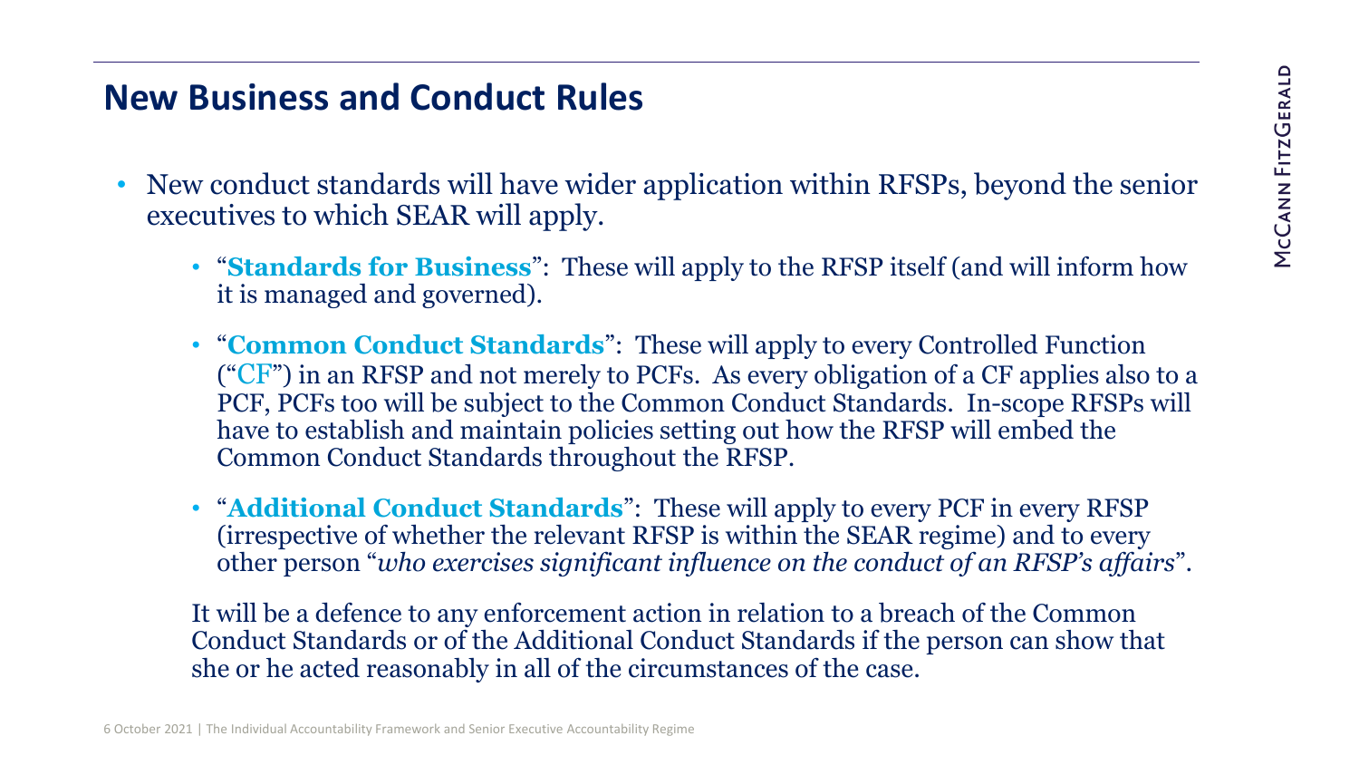## New Business and Conduct Rules

- New conduct standards will have wider application within RFSPs, beyond the senior executives to which SEAR will apply.
  - "**Standards for Business**": These will apply to the RFSP itself (and will inform how it is managed and governed).
  - "**Common Conduct Standards**": These will apply to every Controlled Function ("CF") in an RFSP and not merely to PCFs. As every obligation of a CF applies also to a PCF, PCFs too will be subject to the Common Conduct Standards. In-scope RFSPs will have to establish and maintain policies setting out how the RFSP will embed the Common Conduct Standards throughout the RFSP.
  - "**Additional Conduct Standards**": These will apply to every PCF in every RFSP (irrespective of whether the relevant RFSP is within the SEAR regime) and to every other person "*who exercises significant influence on the conduct of an RFSP's affairs*".

  It will be a defence to any enforcement action in relation to a breach of the Common Conduct Standards or of the Additional Conduct Standards if the person can show that she or he acted reasonably in all of the circumstances of the case.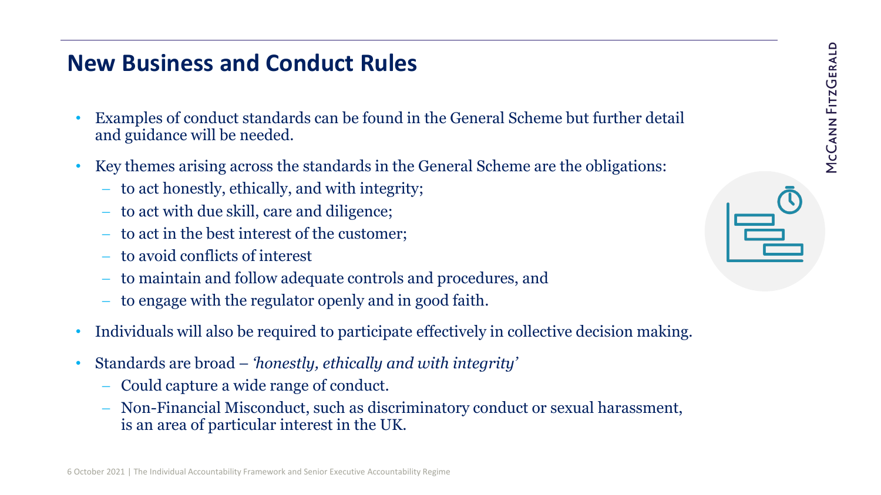## New Business and Conduct Rules

- Examples of conduct standards can be found in the General Scheme but further detail and guidance will be needed.
- Key themes arising across the standards in the General Scheme are the obligations:
  - to act honestly, ethically, and with integrity;
  - to act with due skill, care and diligence;
  - to act in the best interest of the customer;
  - to avoid conflicts of interest
  - to maintain and follow adequate controls and procedures, and
  - to engage with the regulator openly and in good faith.
- Individuals will also be required to participate effectively in collective decision making.
- Standards are broad – *'honestly, ethically and with integrity'*
  - Could capture a wide range of conduct.
  - Non-Financial Misconduct, such as discriminatory conduct or sexual harassment, is an area of particular interest in the UK.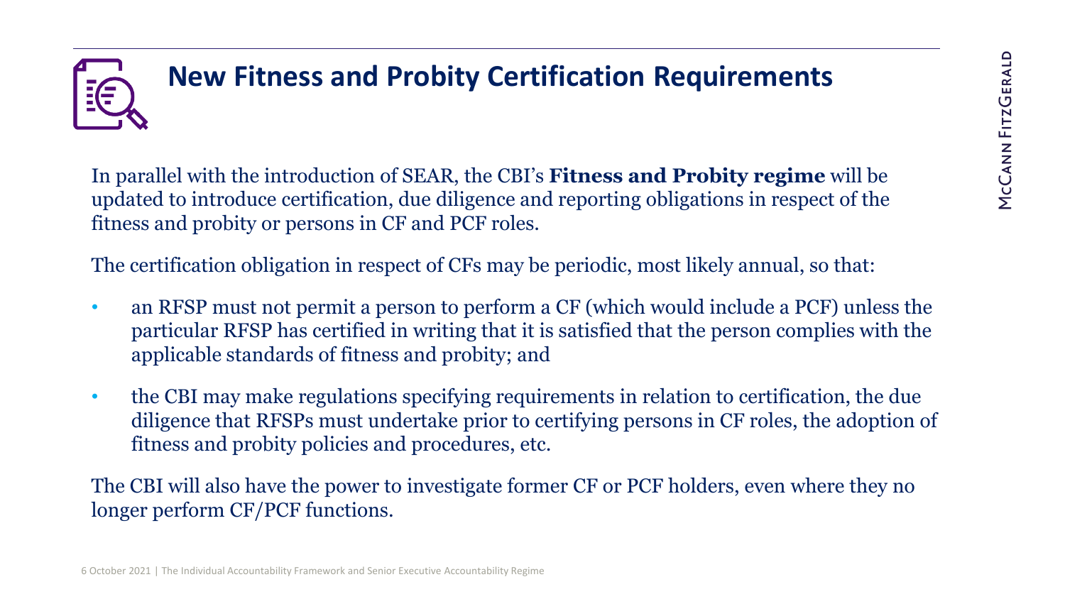## New Fitness and Probity Certification Requirements

In parallel with the introduction of SEAR, the CBI's **Fitness and Probity regime** will be updated to introduce certification, due diligence and reporting obligations in respect of the fitness and probity or persons in CF and PCF roles.

The certification obligation in respect of CFs may be periodic, most likely annual, so that:

- an RFSP must not permit a person to perform a CF (which would include a PCF) unless the particular RFSP has certified in writing that it is satisfied that the person complies with the applicable standards of fitness and probity; and
- the CBI may make regulations specifying requirements in relation to certification, the due diligence that RFSPs must undertake prior to certifying persons in CF roles, the adoption of fitness and probity policies and procedures, etc.

The CBI will also have the power to investigate former CF or PCF holders, even where they no longer perform CF/PCF functions.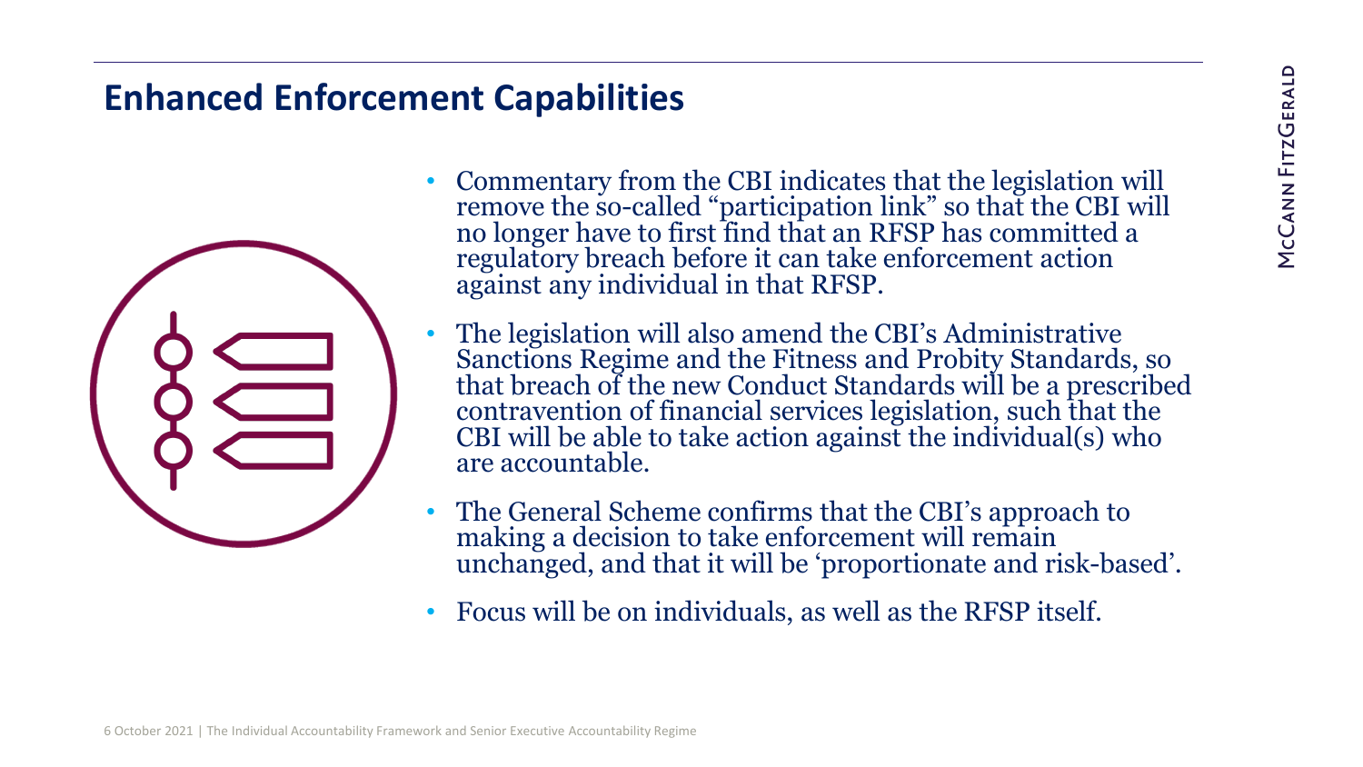## Enhanced Enforcement Capabilities

- Commentary from the CBI indicates that the legislation will remove the so-called "participation link" so that the CBI will no longer have to first find that an RFSP has committed a regulatory breach before it can take enforcement action against any individual in that RFSP.
- The legislation will also amend the CBI's Administrative Sanctions Regime and the Fitness and Probity Standards, so that breach of the new Conduct Standards will be a prescribed contravention of financial services legislation, such that the CBI will be able to take action against the individual(s) who are accountable.
- The General Scheme confirms that the CBI's approach to making a decision to take enforcement will remain unchanged, and that it will be 'proportionate and risk-based'.
- Focus will be on individuals, as well as the RFSP itself.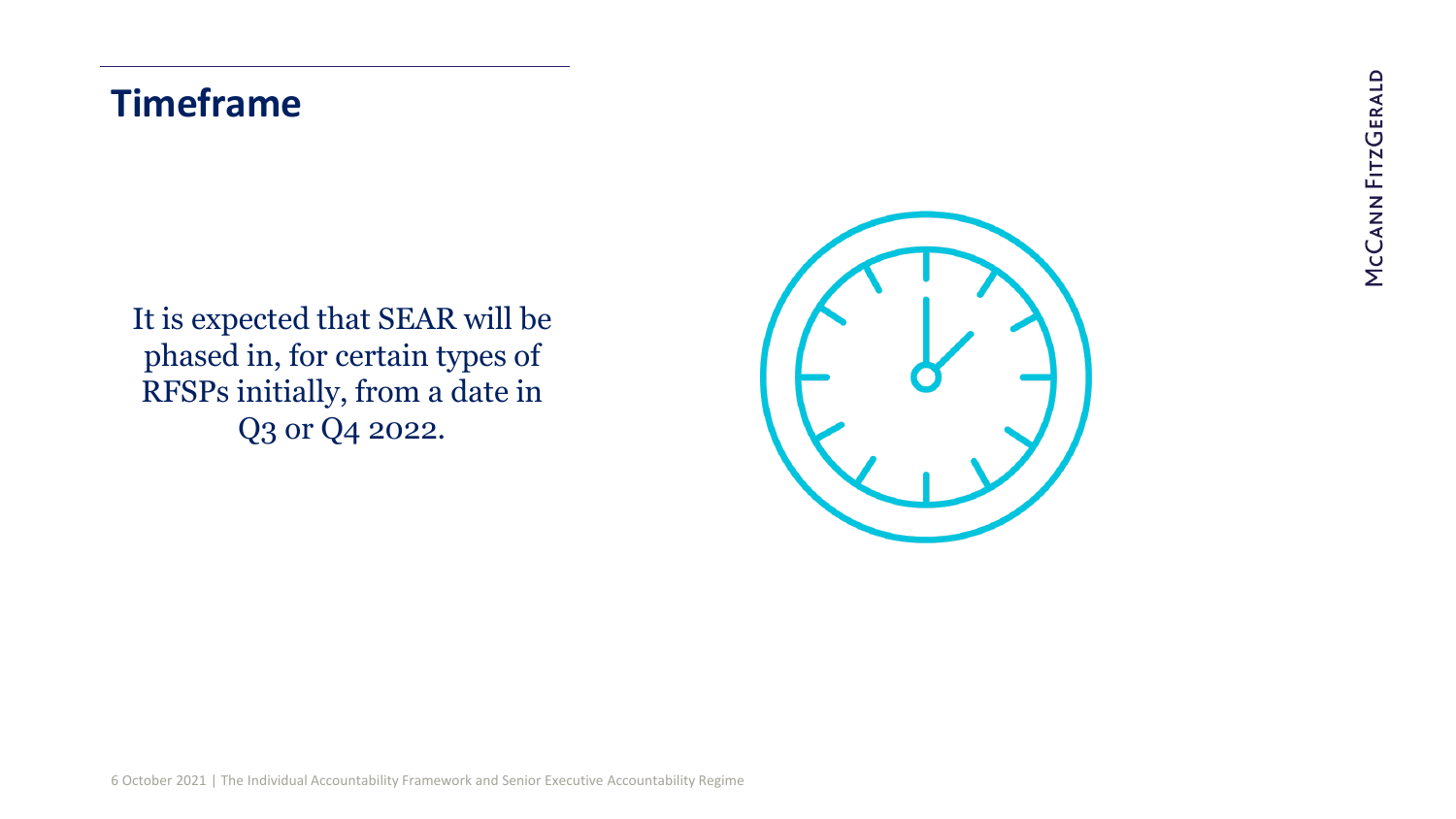## Timeframe

It is expected that SEAR will be phased in, for certain types of RFSPs initially, from a date in Q3 or Q4 2022.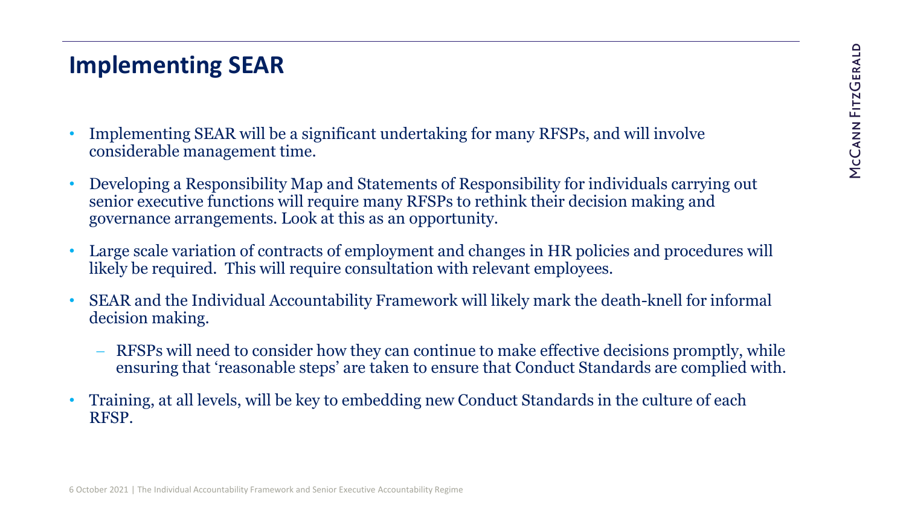## Implementing SEAR

- Implementing SEAR will be a significant undertaking for many RFSPs, and will involve considerable management time.
- Developing a Responsibility Map and Statements of Responsibility for individuals carrying out senior executive functions will require many RFSPs to rethink their decision making and governance arrangements. Look at this as an opportunity.
- Large scale variation of contracts of employment and changes in HR policies and procedures will likely be required. This will require consultation with relevant employees.
- SEAR and the Individual Accountability Framework will likely mark the death-knell for informal decision making.
  - RFSPs will need to consider how they can continue to make effective decisions promptly, while ensuring that 'reasonable steps' are taken to ensure that Conduct Standards are complied with.
- Training, at all levels, will be key to embedding new Conduct Standards in the culture of each RFSP.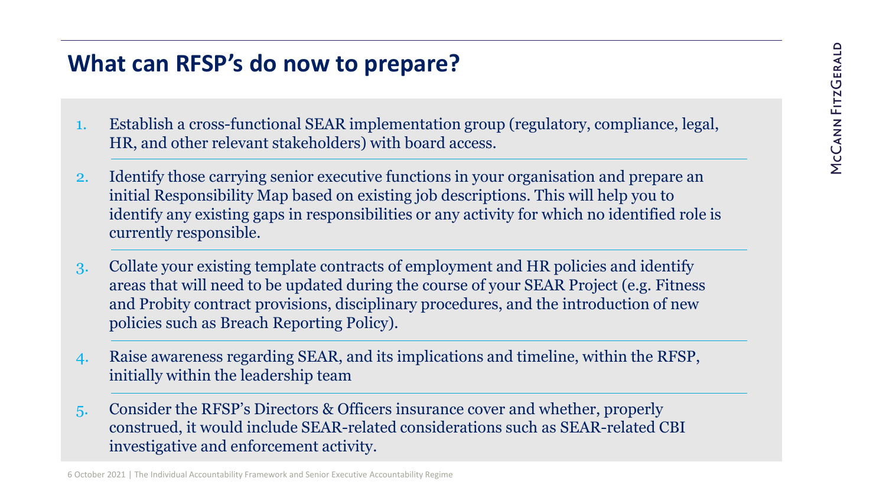## What can RFSP's do now to prepare?

1. Establish a cross-functional SEAR implementation group (regulatory, compliance, legal, HR, and other relevant stakeholders) with board access.
2. Identify those carrying senior executive functions in your organisation and prepare an initial Responsibility Map based on existing job descriptions. This will help you to identify any existing gaps in responsibilities or any activity for which no identified role is currently responsible.
3. Collate your existing template contracts of employment and HR policies and identify areas that will need to be updated during the course of your SEAR Project (e.g. Fitness and Probity contract provisions, disciplinary procedures, and the introduction of new policies such as Breach Reporting Policy).
4. Raise awareness regarding SEAR, and its implications and timeline, within the RFSP, initially within the leadership team
5. Consider the RFSP's Directors & Officers insurance cover and whether, properly construed, it would include SEAR-related considerations such as SEAR-related CBI investigative and enforcement activity.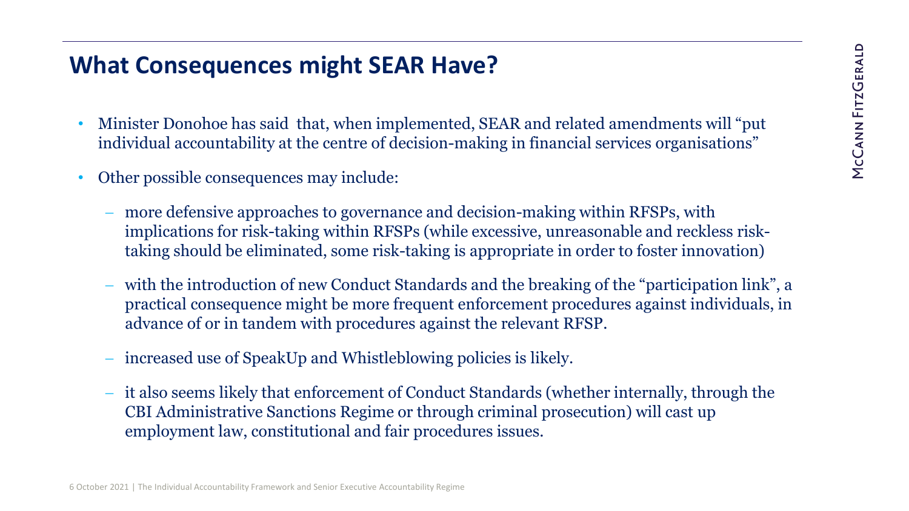## What Consequences might SEAR Have?

- Minister Donohoe has said that, when implemented, SEAR and related amendments will "put individual accountability at the centre of decision-making in financial services organisations"
- Other possible consequences may include:
  - more defensive approaches to governance and decision-making within RFSPs, with implications for risk-taking within RFSPs (while excessive, unreasonable and reckless risk-taking should be eliminated, some risk-taking is appropriate in order to foster innovation)
  - with the introduction of new Conduct Standards and the breaking of the "participation link", a practical consequence might be more frequent enforcement procedures against individuals, in advance of or in tandem with procedures against the relevant RFSP.
  - increased use of SpeakUp and Whistleblowing policies is likely.
  - it also seems likely that enforcement of Conduct Standards (whether internally, through the CBI Administrative Sanctions Regime or through criminal prosecution) will cast up employment law, constitutional and fair procedures issues.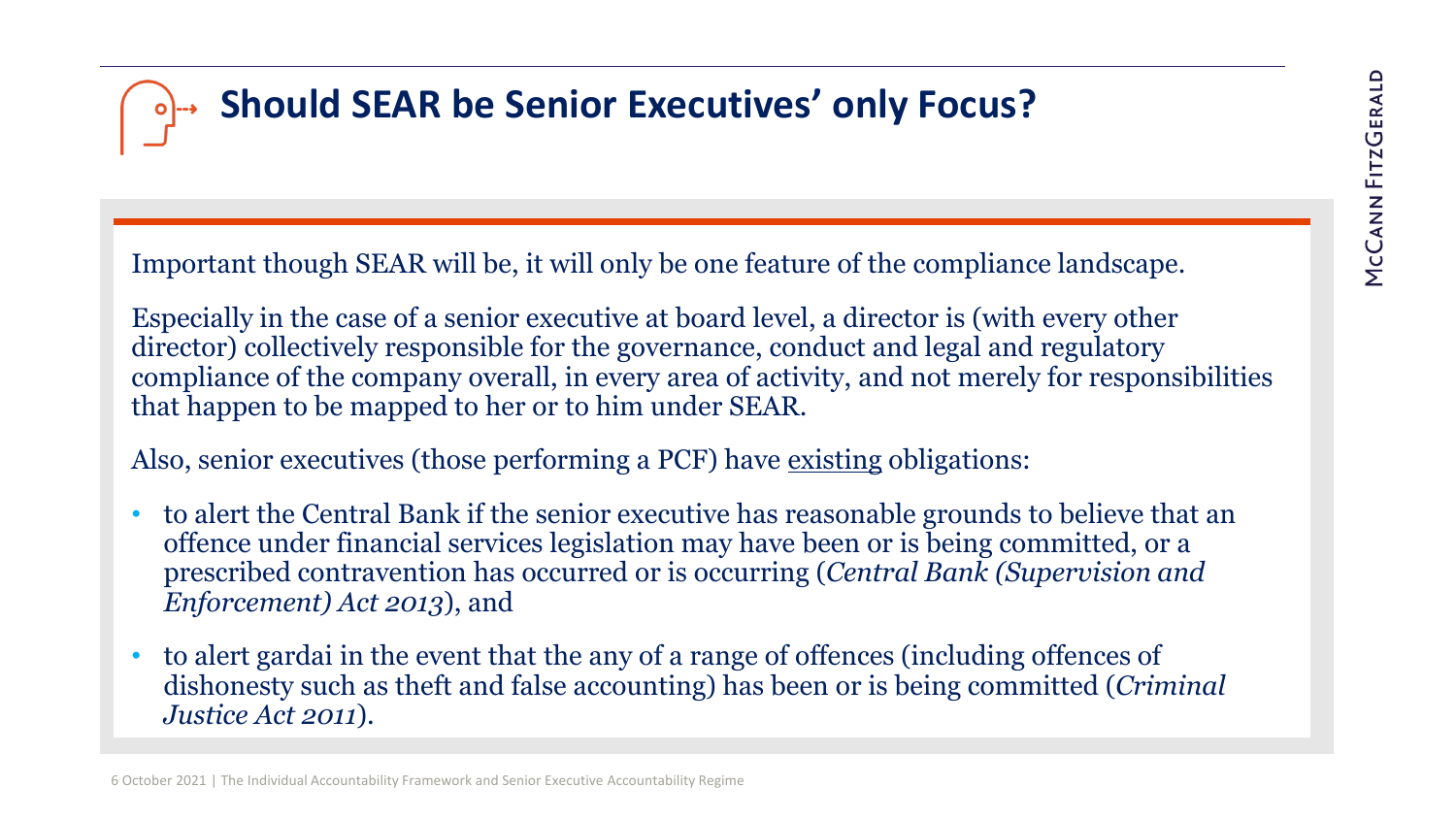# Should SEAR be Senior Executives' only Focus?

Important though SEAR will be, it will only be one feature of the compliance landscape.

Especially in the case of a senior executive at board level, a director is (with every other director) collectively responsible for the governance, conduct and legal and regulatory compliance of the company overall, in every area of activity, and not merely for responsibilities that happen to be mapped to her or to him under SEAR.

Also, senior executives (those performing a PCF) have <u>existing</u> obligations:

- to alert the Central Bank if the senior executive has reasonable grounds to believe that an offence under financial services legislation may have been or is being committed, or a prescribed contravention has occurred or is occurring (*Central Bank (Supervision and Enforcement) Act 2013*), and
- to alert gardai in the event that the any of a range of offences (including offences of dishonesty such as theft and false accounting) has been or is being committed (*Criminal Justice Act 2011*).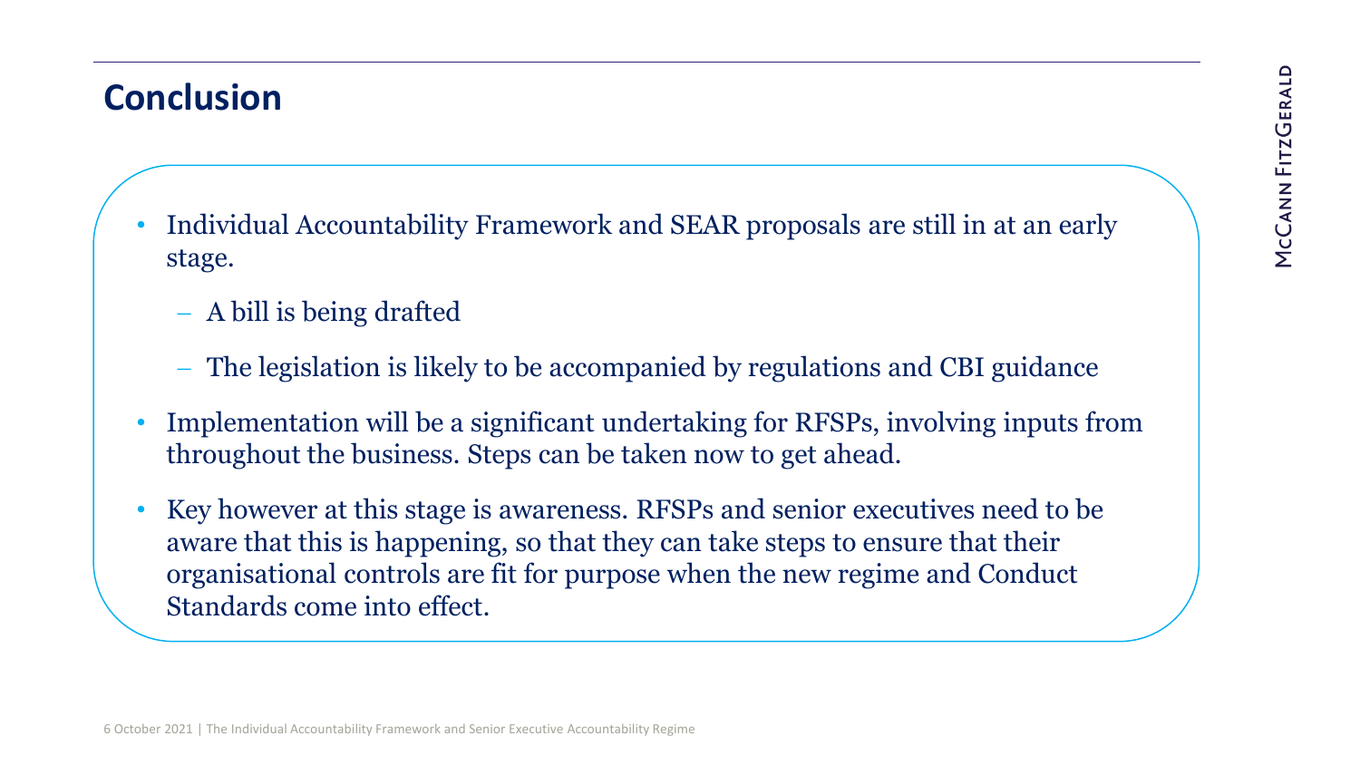## Conclusion

- Individual Accountability Framework and SEAR proposals are still in at an early stage.
  - A bill is being drafted
  - The legislation is likely to be accompanied by regulations and CBI guidance
- Implementation will be a significant undertaking for RFSPs, involving inputs from throughout the business. Steps can be taken now to get ahead.
- Key however at this stage is awareness. RFSPs and senior executives need to be aware that this is happening, so that they can take steps to ensure that their organisational controls are fit for purpose when the new regime and Conduct Standards come into effect.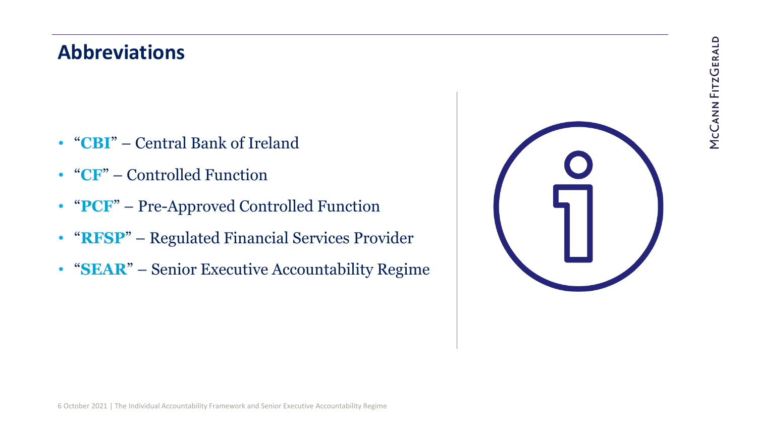## Abbreviations

- "**CBI**" – Central Bank of Ireland
- "**CF**" – Controlled Function
- "**PCF**" – Pre-Approved Controlled Function
- "**RFSP**" – Regulated Financial Services Provider
- "**SEAR**" – Senior Executive Accountability Regime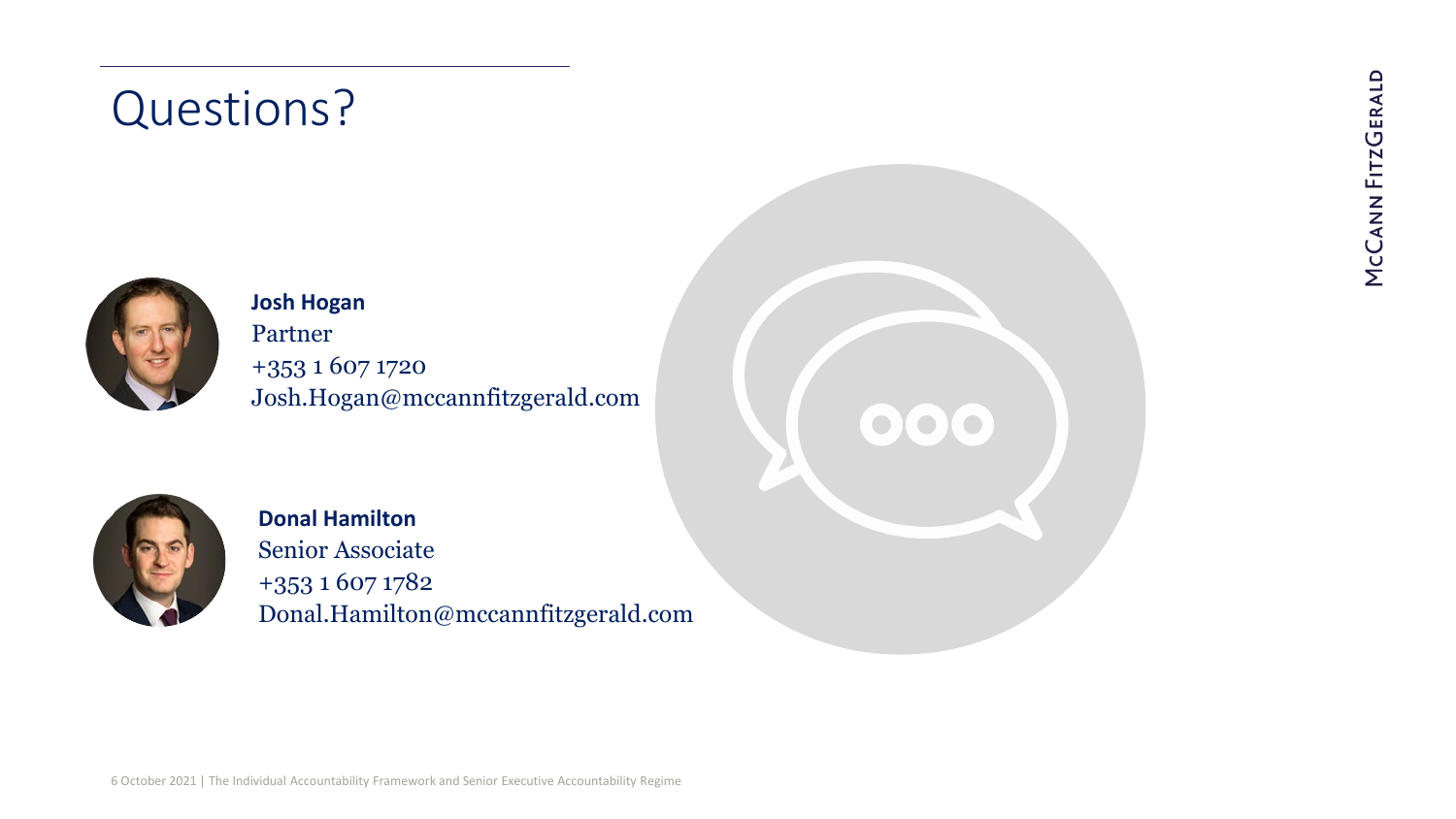# Questions?

**Josh Hogan**
Partner
+353 1 607 1720
Josh.Hogan@mccannfitzgerald.com

**Donal Hamilton**
Senior Associate
+353 1 607 1782
Donal.Hamilton@mccannfitzgerald.com